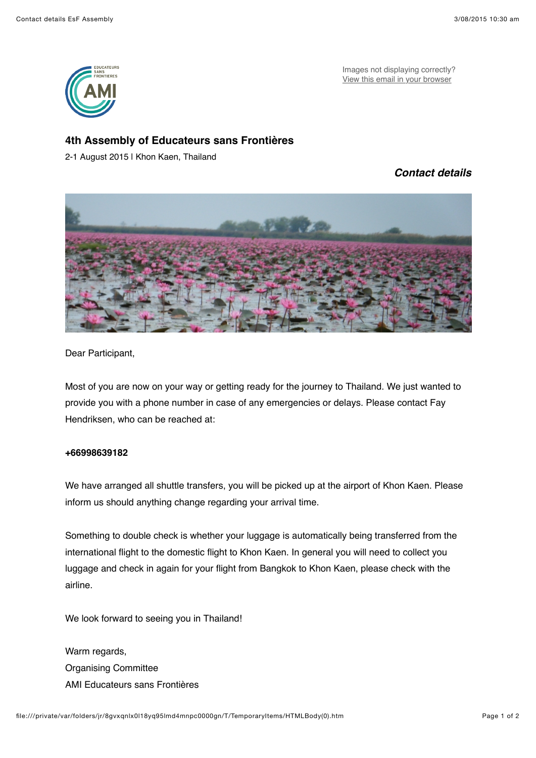Images not displaying correctly?
[View this email in your browser]

# 4th Assembly of Educateurs sans Frontières

2-1 August 2015 | Khon Kaen, Thailand

## *Contact details*

Dear Participant,

Most of you are now on your way or getting ready for the journey to Thailand. We just wanted to provide you with a phone number in case of any emergencies or delays. Please contact Fay Hendriksen, who can be reached at:

**+66998639182**

We have arranged all shuttle transfers, you will be picked up at the airport of Khon Kaen. Please inform us should anything change regarding your arrival time.

Something to double check is whether your luggage is automatically being transferred from the international flight to the domestic flight to Khon Kaen. In general you will need to collect you luggage and check in again for your flight from Bangkok to Khon Kaen, please check with the airline.

We look forward to seeing you in Thailand!

Warm regards,
Organising Committee
AMI Educateurs sans Frontières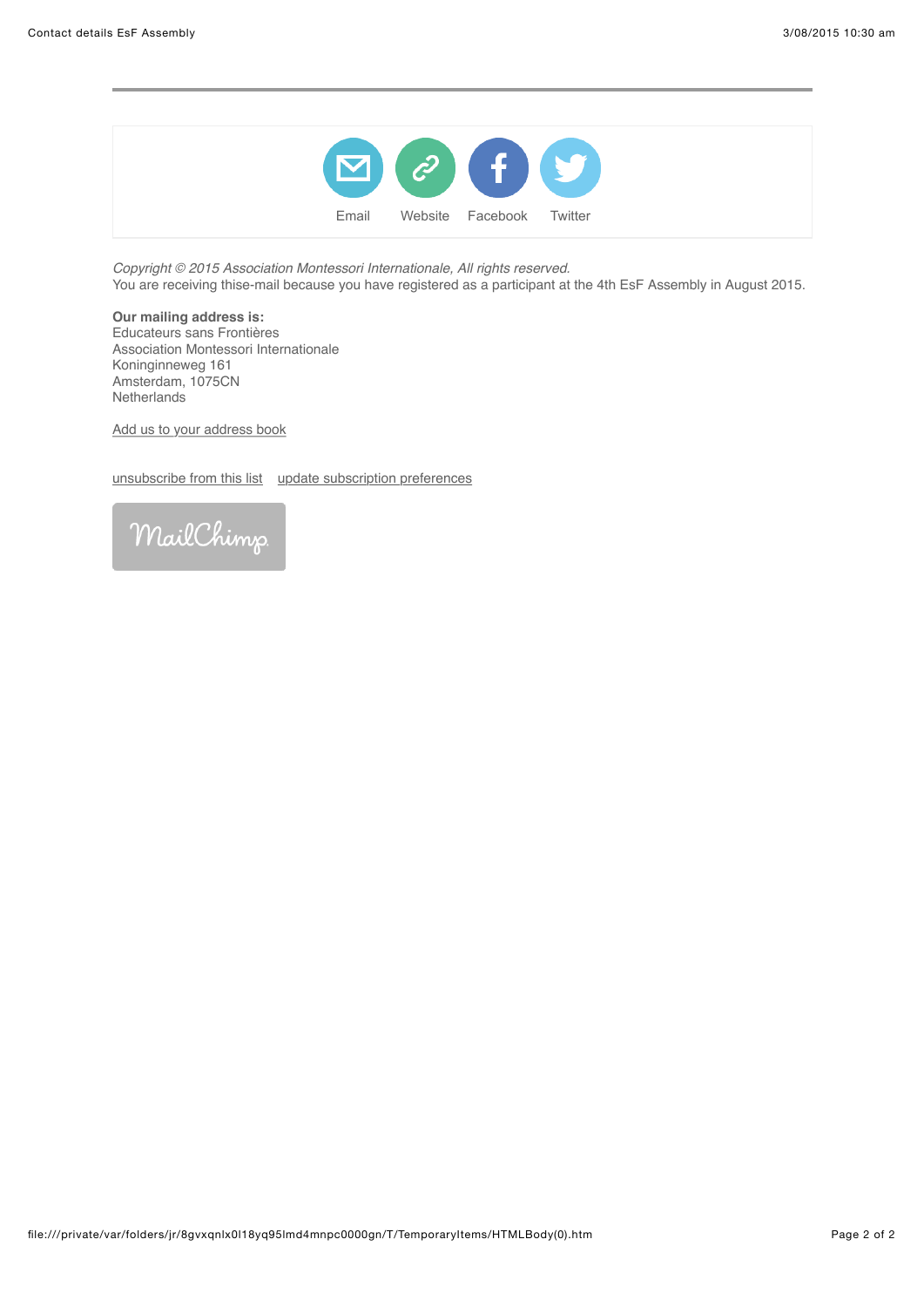Email Website Facebook Twitter

*Copyright © 2015 Association Montessori Internationale, All rights reserved.*
You are receiving thise-mail because you have registered as a participant at the 4th EsF Assembly in August 2015.

**Our mailing address is:**
Educateurs sans Frontières
Association Montessori Internationale
Koninginneweg 161
Amsterdam, 1075CN
Netherlands

Add us to your address book

unsubscribe from this list update subscription preferences

MailChimp